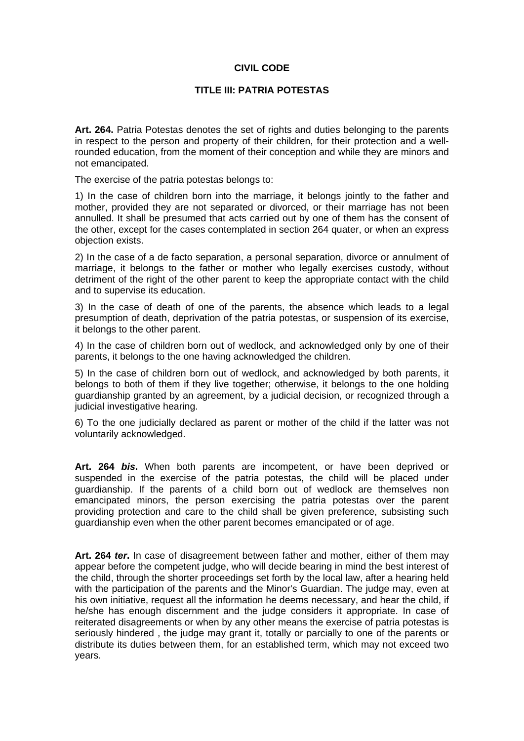# CIVIL CODE

## TITLE III: PATRIA POTESTAS

**Art. 264.** Patria Potestas denotes the set of rights and duties belonging to the parents in respect to the person and property of their children, for their protection and a well-rounded education, from the moment of their conception and while they are minors and not emancipated.

The exercise of the patria potestas belongs to:

1) In the case of children born into the marriage, it belongs jointly to the father and mother, provided they are not separated or divorced, or their marriage has not been annulled. It shall be presumed that acts carried out by one of them has the consent of the other, except for the cases contemplated in section 264 quater, or when an express objection exists.

2) In the case of a de facto separation, a personal separation, divorce or annulment of marriage, it belongs to the father or mother who legally exercises custody, without detriment of the right of the other parent to keep the appropriate contact with the child and to supervise its education.

3) In the case of death of one of the parents, the absence which leads to a legal presumption of death, deprivation of the patria potestas, or suspension of its exercise, it belongs to the other parent.

4) In the case of children born out of wedlock, and acknowledged only by one of their parents, it belongs to the one having acknowledged the children.

5) In the case of children born out of wedlock, and acknowledged by both parents, it belongs to both of them if they live together; otherwise, it belongs to the one holding guardianship granted by an agreement, by a judicial decision, or recognized through a judicial investigative hearing.

6) To the one judicially declared as parent or mother of the child if the latter was not voluntarily acknowledged.

**Art. 264 *bis*.** When both parents are incompetent, or have been deprived or suspended in the exercise of the patria potestas, the child will be placed under guardianship. If the parents of a child born out of wedlock are themselves non emancipated minors, the person exercising the patria potestas over the parent providing protection and care to the child shall be given preference, subsisting such guardianship even when the other parent becomes emancipated or of age.

**Art. 264 *ter*.** In case of disagreement between father and mother, either of them may appear before the competent judge, who will decide bearing in mind the best interest of the child, through the shorter proceedings set forth by the local law, after a hearing held with the participation of the parents and the Minor's Guardian. The judge may, even at his own initiative, request all the information he deems necessary, and hear the child, if he/she has enough discernment and the judge considers it appropriate. In case of reiterated disagreements or when by any other means the exercise of patria potestas is seriously hindered , the judge may grant it, totally or parcially to one of the parents or distribute its duties between them, for an established term, which may not exceed two years.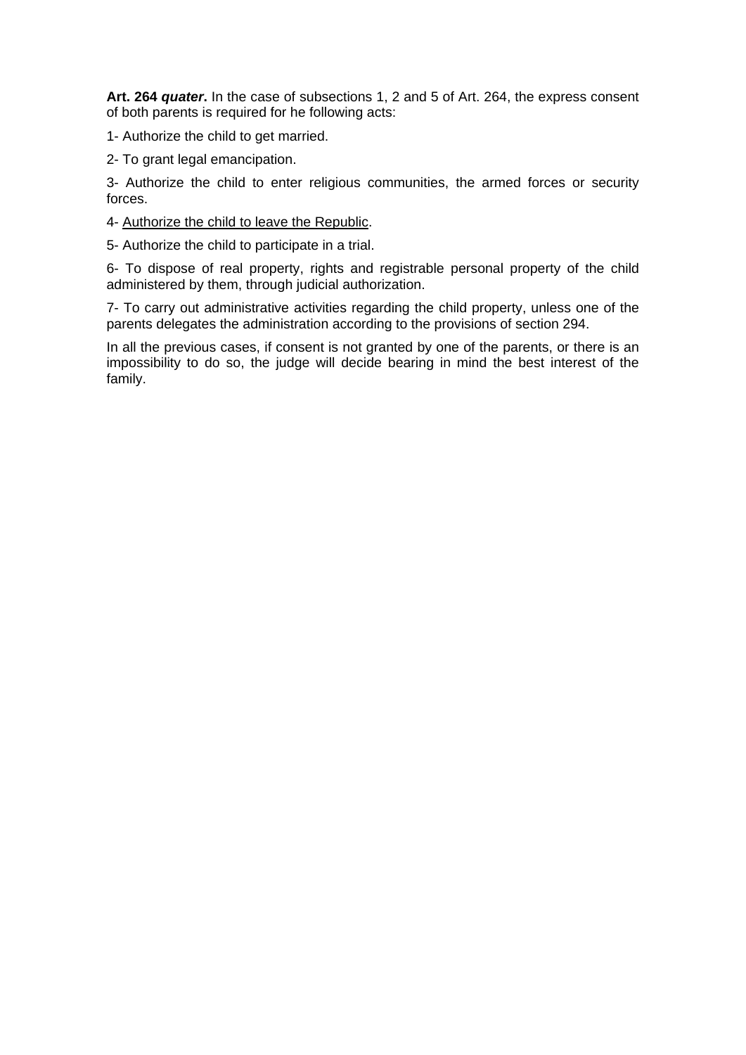**Art. 264 *quater*.** In the case of subsections 1, 2 and 5 of Art. 264, the express consent of both parents is required for he following acts:

1- Authorize the child to get married.

2- To grant legal emancipation.

3- Authorize the child to enter religious communities, the armed forces or security forces.

4- <u>Authorize the child to leave the Republic</u>.

5- Authorize the child to participate in a trial.

6- To dispose of real property, rights and registrable personal property of the child administered by them, through judicial authorization.

7- To carry out administrative activities regarding the child property, unless one of the parents delegates the administration according to the provisions of section 294.

In all the previous cases, if consent is not granted by one of the parents, or there is an impossibility to do so, the judge will decide bearing in mind the best interest of the family.